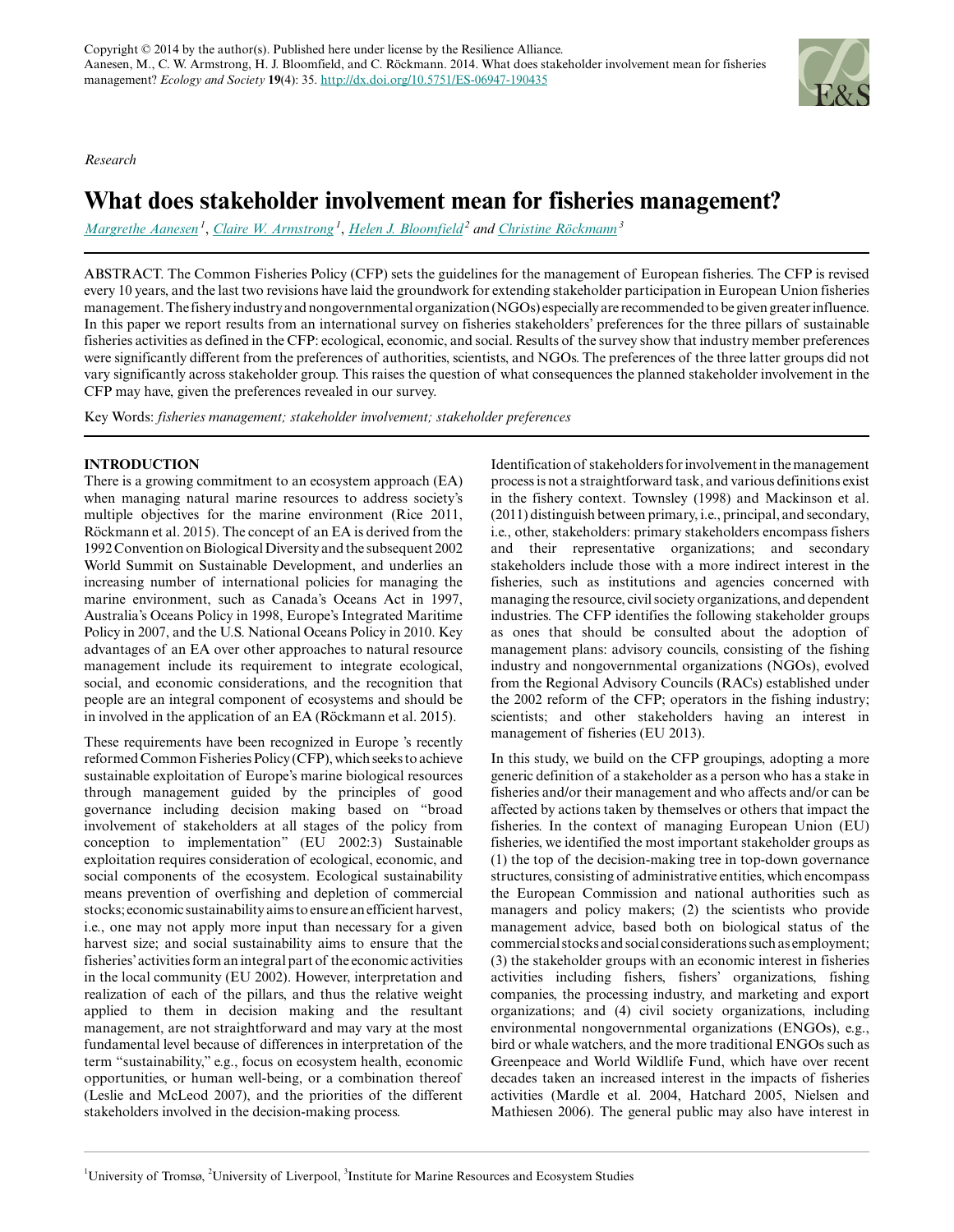Copyright © 2014 by the author(s). Published here under license by the Resilience Alliance.
Aanesen, M., C. W. Armstrong, H. J. Bloomfield, and C. Röckmann. 2014. What does stakeholder involvement mean for fisheries management? *Ecology and Society* **19**(4): 35. http://dx.doi.org/10.5751/ES-06947-190435

*Research*

# What does stakeholder involvement mean for fisheries management?

Margrethe Aanesen [1], Claire W. Armstrong [1], Helen J. Bloomfield [2] and Christine Röckmann [3]

ABSTRACT. The Common Fisheries Policy (CFP) sets the guidelines for the management of European fisheries. The CFP is revised every 10 years, and the last two revisions have laid the groundwork for extending stakeholder participation in European Union fisheries management. The fishery industry and nongovernmental organization (NGOs) especially are recommended to be given greater influence. In this paper we report results from an international survey on fisheries stakeholders' preferences for the three pillars of sustainable fisheries activities as defined in the CFP: ecological, economic, and social. Results of the survey show that industry member preferences were significantly different from the preferences of authorities, scientists, and NGOs. The preferences of the three latter groups did not vary significantly across stakeholder group. This raises the question of what consequences the planned stakeholder involvement in the CFP may have, given the preferences revealed in our survey.

Key Words: *fisheries management; stakeholder involvement; stakeholder preferences*

## INTRODUCTION

There is a growing commitment to an ecosystem approach (EA) when managing natural marine resources to address society's multiple objectives for the marine environment (Rice 2011, Röckmann et al. 2015). The concept of an EA is derived from the 1992 Convention on Biological Diversity and the subsequent 2002 World Summit on Sustainable Development, and underlies an increasing number of international policies for managing the marine environment, such as Canada's Oceans Act in 1997, Australia's Oceans Policy in 1998, Europe's Integrated Maritime Policy in 2007, and the U.S. National Oceans Policy in 2010. Key advantages of an EA over other approaches to natural resource management include its requirement to integrate ecological, social, and economic considerations, and the recognition that people are an integral component of ecosystems and should be in involved in the application of an EA (Röckmann et al. 2015).

These requirements have been recognized in Europe 's recently reformed Common Fisheries Policy (CFP), which seeks to achieve sustainable exploitation of Europe's marine biological resources through management guided by the principles of good governance including decision making based on "broad involvement of stakeholders at all stages of the policy from conception to implementation" (EU 2002:3) Sustainable exploitation requires consideration of ecological, economic, and social components of the ecosystem. Ecological sustainability means prevention of overfishing and depletion of commercial stocks; economic sustainability aims to ensure an efficient harvest, i.e., one may not apply more input than necessary for a given harvest size; and social sustainability aims to ensure that the fisheries' activities form an integral part of the economic activities in the local community (EU 2002). However, interpretation and realization of each of the pillars, and thus the relative weight applied to them in decision making and the resultant management, are not straightforward and may vary at the most fundamental level because of differences in interpretation of the term "sustainability," e.g., focus on ecosystem health, economic opportunities, or human well-being, or a combination thereof (Leslie and McLeod 2007), and the priorities of the different stakeholders involved in the decision-making process.

Identification of stakeholders for involvement in the management process is not a straightforward task, and various definitions exist in the fishery context. Townsley (1998) and Mackinson et al. (2011) distinguish between primary, i.e., principal, and secondary, i.e., other, stakeholders: primary stakeholders encompass fishers and their representative organizations; and secondary stakeholders include those with a more indirect interest in the fisheries, such as institutions and agencies concerned with managing the resource, civil society organizations, and dependent industries. The CFP identifies the following stakeholder groups as ones that should be consulted about the adoption of management plans: advisory councils, consisting of the fishing industry and nongovernmental organizations (NGOs), evolved from the Regional Advisory Councils (RACs) established under the 2002 reform of the CFP; operators in the fishing industry; scientists; and other stakeholders having an interest in management of fisheries (EU 2013).

In this study, we build on the CFP groupings, adopting a more generic definition of a stakeholder as a person who has a stake in fisheries and/or their management and who affects and/or can be affected by actions taken by themselves or others that impact the fisheries. In the context of managing European Union (EU) fisheries, we identified the most important stakeholder groups as (1) the top of the decision-making tree in top-down governance structures, consisting of administrative entities, which encompass the European Commission and national authorities such as managers and policy makers; (2) the scientists who provide management advice, based both on biological status of the commercial stocks and social considerations such as employment; (3) the stakeholder groups with an economic interest in fisheries activities including fishers, fishers' organizations, fishing companies, the processing industry, and marketing and export organizations; and (4) civil society organizations, including environmental nongovernmental organizations (ENGOs), e.g., bird or whale watchers, and the more traditional ENGOs such as Greenpeace and World Wildlife Fund, which have over recent decades taken an increased interest in the impacts of fisheries activities (Mardle et al. 2004, Hatchard 2005, Nielsen and Mathiesen 2006). The general public may also have interest in

[1] University of Tromsø, [2] University of Liverpool, [3] Institute for Marine Resources and Ecosystem Studies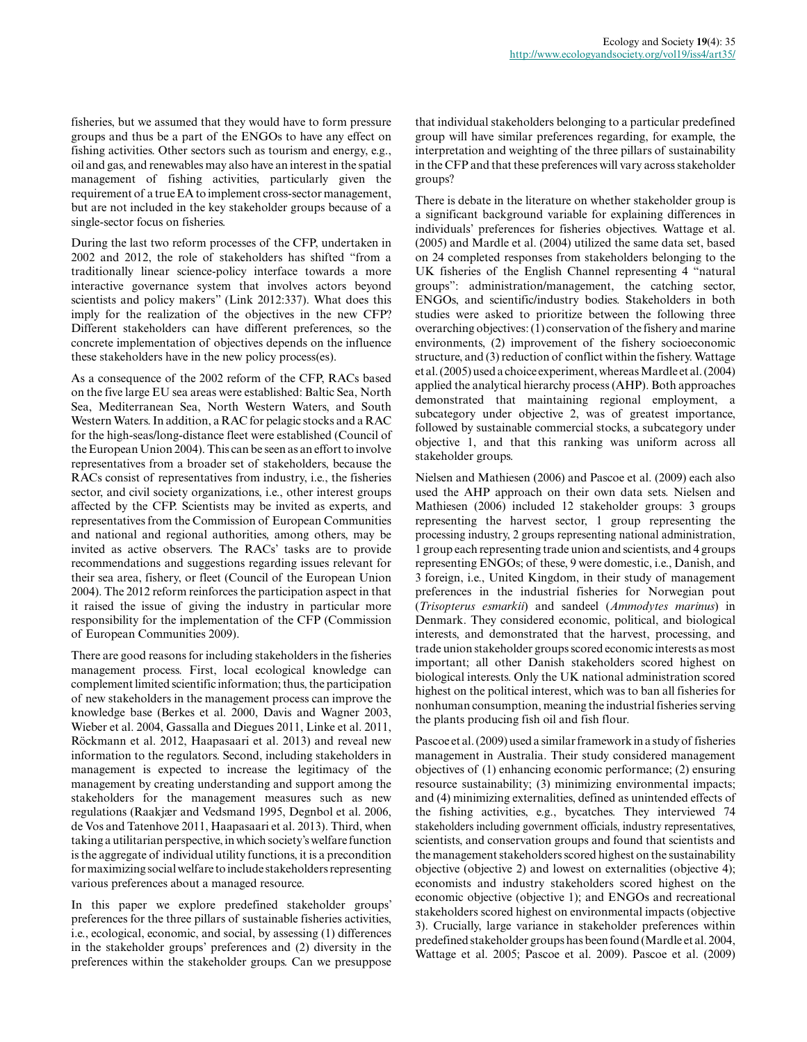fisheries, but we assumed that they would have to form pressure groups and thus be a part of the ENGOs to have any effect on fishing activities. Other sectors such as tourism and energy, e.g., oil and gas, and renewables may also have an interest in the spatial management of fishing activities, particularly given the requirement of a true EA to implement cross-sector management, but are not included in the key stakeholder groups because of a single-sector focus on fisheries.

During the last two reform processes of the CFP, undertaken in 2002 and 2012, the role of stakeholders has shifted "from a traditionally linear science-policy interface towards a more interactive governance system that involves actors beyond scientists and policy makers" (Link 2012:337). What does this imply for the realization of the objectives in the new CFP? Different stakeholders can have different preferences, so the concrete implementation of objectives depends on the influence these stakeholders have in the new policy process(es).

As a consequence of the 2002 reform of the CFP, RACs based on the five large EU sea areas were established: Baltic Sea, North Sea, Mediterranean Sea, North Western Waters, and South Western Waters. In addition, a RAC for pelagic stocks and a RAC for the high-seas/long-distance fleet were established (Council of the European Union 2004). This can be seen as an effort to involve representatives from a broader set of stakeholders, because the RACs consist of representatives from industry, i.e., the fisheries sector, and civil society organizations, i.e., other interest groups affected by the CFP. Scientists may be invited as experts, and representatives from the Commission of European Communities and national and regional authorities, among others, may be invited as active observers. The RACs' tasks are to provide recommendations and suggestions regarding issues relevant for their sea area, fishery, or fleet (Council of the European Union 2004). The 2012 reform reinforces the participation aspect in that it raised the issue of giving the industry in particular more responsibility for the implementation of the CFP (Commission of European Communities 2009).

There are good reasons for including stakeholders in the fisheries management process. First, local ecological knowledge can complement limited scientific information; thus, the participation of new stakeholders in the management process can improve the knowledge base (Berkes et al. 2000, Davis and Wagner 2003, Wieber et al. 2004, Gassalla and Diegues 2011, Linke et al. 2011, Röckmann et al. 2012, Haapasaari et al. 2013) and reveal new information to the regulators. Second, including stakeholders in management is expected to increase the legitimacy of the management by creating understanding and support among the stakeholders for the management measures such as new regulations (Raakjær and Vedsmand 1995, Degnbol et al. 2006, de Vos and Tatenhove 2011, Haapasaari et al. 2013). Third, when taking a utilitarian perspective, in which society's welfare function is the aggregate of individual utility functions, it is a precondition for maximizing social welfare to include stakeholders representing various preferences about a managed resource.

In this paper we explore predefined stakeholder groups' preferences for the three pillars of sustainable fisheries activities, i.e., ecological, economic, and social, by assessing (1) differences in the stakeholder groups' preferences and (2) diversity in the preferences within the stakeholder groups. Can we presuppose that individual stakeholders belonging to a particular predefined group will have similar preferences regarding, for example, the interpretation and weighting of the three pillars of sustainability in the CFP and that these preferences will vary across stakeholder groups?

There is debate in the literature on whether stakeholder group is a significant background variable for explaining differences in individuals' preferences for fisheries objectives. Wattage et al. (2005) and Mardle et al. (2004) utilized the same data set, based on 24 completed responses from stakeholders belonging to the UK fisheries of the English Channel representing 4 "natural groups": administration/management, the catching sector, ENGOs, and scientific/industry bodies. Stakeholders in both studies were asked to prioritize between the following three overarching objectives: (1) conservation of the fishery and marine environments, (2) improvement of the fishery socioeconomic structure, and (3) reduction of conflict within the fishery. Wattage et al. (2005) used a choice experiment, whereas Mardle et al. (2004) applied the analytical hierarchy process (AHP). Both approaches demonstrated that maintaining regional employment, a subcategory under objective 2, was of greatest importance, followed by sustainable commercial stocks, a subcategory under objective 1, and that this ranking was uniform across all stakeholder groups.

Nielsen and Mathiesen (2006) and Pascoe et al. (2009) each also used the AHP approach on their own data sets. Nielsen and Mathiesen (2006) included 12 stakeholder groups: 3 groups representing the harvest sector, 1 group representing the processing industry, 2 groups representing national administration, 1 group each representing trade union and scientists, and 4 groups representing ENGOs; of these, 9 were domestic, i.e., Danish, and 3 foreign, i.e., United Kingdom, in their study of management preferences in the industrial fisheries for Norwegian pout (*Trisopterus esmarkii*) and sandeel (*Ammodytes marinus*) in Denmark. They considered economic, political, and biological interests, and demonstrated that the harvest, processing, and trade union stakeholder groups scored economic interests as most important; all other Danish stakeholders scored highest on biological interests. Only the UK national administration scored highest on the political interest, which was to ban all fisheries for nonhuman consumption, meaning the industrial fisheries serving the plants producing fish oil and fish flour.

Pascoe et al. (2009) used a similar framework in a study of fisheries management in Australia. Their study considered management objectives of (1) enhancing economic performance; (2) ensuring resource sustainability; (3) minimizing environmental impacts; and (4) minimizing externalities, defined as unintended effects of the fishing activities, e.g., bycatches. They interviewed 74 stakeholders including government officials, industry representatives, scientists, and conservation groups and found that scientists and the management stakeholders scored highest on the sustainability objective (objective 2) and lowest on externalities (objective 4); economists and industry stakeholders scored highest on the economic objective (objective 1); and ENGOs and recreational stakeholders scored highest on environmental impacts (objective 3). Crucially, large variance in stakeholder preferences within predefined stakeholder groups has been found (Mardle et al. 2004, Wattage et al. 2005; Pascoe et al. 2009). Pascoe et al. (2009)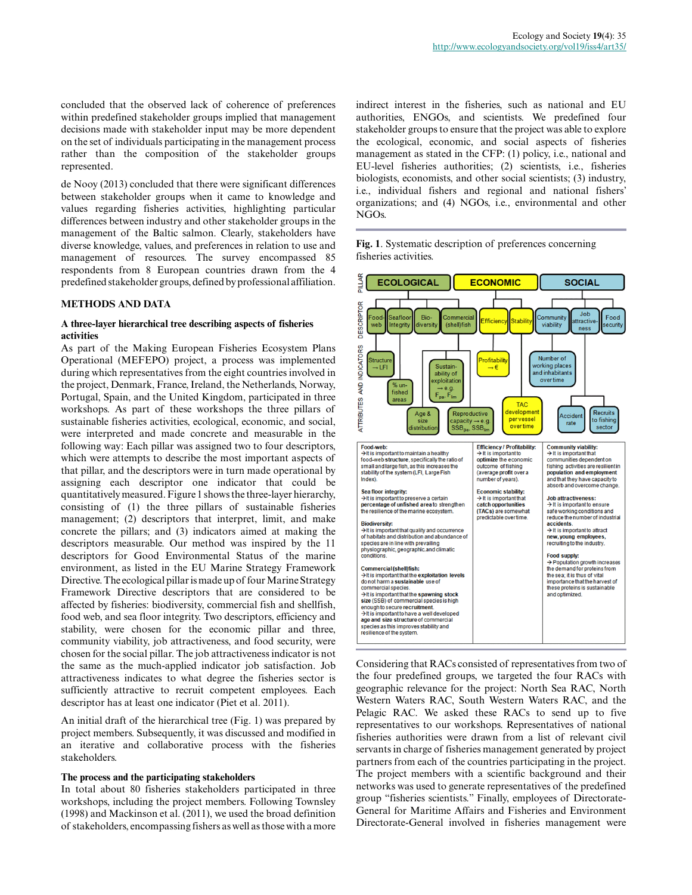concluded that the observed lack of coherence of preferences within predefined stakeholder groups implied that management decisions made with stakeholder input may be more dependent on the set of individuals participating in the management process rather than the composition of the stakeholder groups represented.

de Nooy (2013) concluded that there were significant differences between stakeholder groups when it came to knowledge and values regarding fisheries activities, highlighting particular differences between industry and other stakeholder groups in the management of the Baltic salmon. Clearly, stakeholders have diverse knowledge, values, and preferences in relation to use and management of resources. The survey encompassed 85 respondents from 8 European countries drawn from the 4 predefined stakeholder groups, defined by professional affiliation.

## METHODS AND DATA

### A three-layer hierarchical tree describing aspects of fisheries activities

As part of the Making European Fisheries Ecosystem Plans Operational (MEFEPO) project, a process was implemented during which representatives from the eight countries involved in the project, Denmark, France, Ireland, the Netherlands, Norway, Portugal, Spain, and the United Kingdom, participated in three workshops. As part of these workshops the three pillars of sustainable fisheries activities, ecological, economic, and social, were interpreted and made concrete and measurable in the following way: Each pillar was assigned two to four descriptors, which were attempts to describe the most important aspects of that pillar, and the descriptors were in turn made operational by assigning each descriptor one indicator that could be quantitatively measured. Figure 1 shows the three-layer hierarchy, consisting of (1) the three pillars of sustainable fisheries management; (2) descriptors that interpret, limit, and make concrete the pillars; and (3) indicators aimed at making the descriptors measurable. Our method was inspired by the 11 descriptors for Good Environmental Status of the marine environment, as listed in the EU Marine Strategy Framework Directive. The ecological pillar is made up of four Marine Strategy Framework Directive descriptors that are considered to be affected by fisheries: biodiversity, commercial fish and shellfish, food web, and sea floor integrity. Two descriptors, efficiency and stability, were chosen for the economic pillar and three, community viability, job attractiveness, and food security, were chosen for the social pillar. The job attractiveness indicator is not the same as the much-applied indicator job satisfaction. Job attractiveness indicates to what degree the fisheries sector is sufficiently attractive to recruit competent employees. Each descriptor has at least one indicator (Piet et al. 2011).

An initial draft of the hierarchical tree (Fig. 1) was prepared by project members. Subsequently, it was discussed and modified in an iterative and collaborative process with the fisheries stakeholders.

### The process and the participating stakeholders

In total about 80 fisheries stakeholders participated in three workshops, including the project members. Following Townsley (1998) and Mackinson et al. (2011), we used the broad definition of stakeholders, encompassing fishers as well as those with a more indirect interest in the fisheries, such as national and EU authorities, ENGOs, and scientists. We predefined four stakeholder groups to ensure that the project was able to explore the ecological, economic, and social aspects of fisheries management as stated in the CFP: (1) policy, i.e., national and EU-level fisheries authorities; (2) scientists, i.e., fisheries biologists, economists, and other social scientists; (3) industry, i.e., individual fishers and regional and national fishers' organizations; and (4) NGOs, i.e., environmental and other NGOs.

**Fig. 1**. Systematic description of preferences concerning fisheries activities.

| PILLAR | ECOLOGICAL | | | | ECONOMIC | | SOCIAL | | |
|---|---|---|---|---|---|---|---|---|---|
| DESCRIPTOR | Food-web | Seafloor Integrity | Bio-diversity | Commercial (shell)fish | Efficiency | Stability | Community viability | Job attractiveness | Food security |
| ATTRIBUTES AND INDICATORS | Structure → LFI | % unfished areas | Age & size distribution | Sustainability of exploitation → e.g. $F_{pa}$, $F_{lim}$; Reproductive capacity → e.g. $SSB_{pa}$, $SSB_{lim}$ | Profitability → € | TAC development per vessel over time | Number of working places and inhabitants over time | Accident rate; Recruits to fishing sector | |

**Food-web:**
→ It is important to maintain a healthy food-web **structure**, specifically the ratio of small and large fish, as this increases the stability of the system (LFI, Large Fish Index).

**Sea floor integrity:**
→ It is important to preserve a certain **percentage of unfished area** to strengthen the resilience of the marine ecosystem.

**Biodiversity:**
→ It is important that quality and occurrence of habitats and distribution and abundance of species are in line with prevailing physiographic, geographic, and climatic conditions.

**Commercial (shell)fish:**
→ It is important that the **exploitation levels** do not harm a **sustainable** use of commercial species.
→ It is important that the **spawning stock size** (SSB) of commercial species is high enough to secure **recruitment**.
→ It is important to have a well developed **age and size structure** of commercial species as this improves stability and resilience of the system.

**Efficiency / Profitability:**
→ It is important to **optimize** the economic outcome of fishing (average **profit** over a number of years).

**Economic stability:**
→ It is important that **catch opportunities (TACs)** are somewhat predictable over time.

**Community viability:**
→ It is important that communities dependent on fishing activities are resilient in **population and employment** and that they have capacity to absorb and overcome change.

**Job attractiveness:**
→ It is important to ensure safe working conditions and reduce the number of industrial **accidents**.
→ It is important to attract **new, young employees**, recruiting to the industry.

**Food supply:**
→ Population growth increases the demand for proteins from the sea; it is thus of vital importance that the harvest of these proteins is sustainable and optimized.

Considering that RACs consisted of representatives from two of the four predefined groups, we targeted the four RACs with geographic relevance for the project: North Sea RAC, North Western Waters RAC, South Western Waters RAC, and the Pelagic RAC. We asked these RACs to send up to five representatives to our workshops. Representatives of national fisheries authorities were drawn from a list of relevant civil servants in charge of fisheries management generated by project partners from each of the countries participating in the project. The project members with a scientific background and their networks was used to generate representatives of the predefined group "fisheries scientists." Finally, employees of Directorate-General for Maritime Affairs and Fisheries and Environment Directorate-General involved in fisheries management were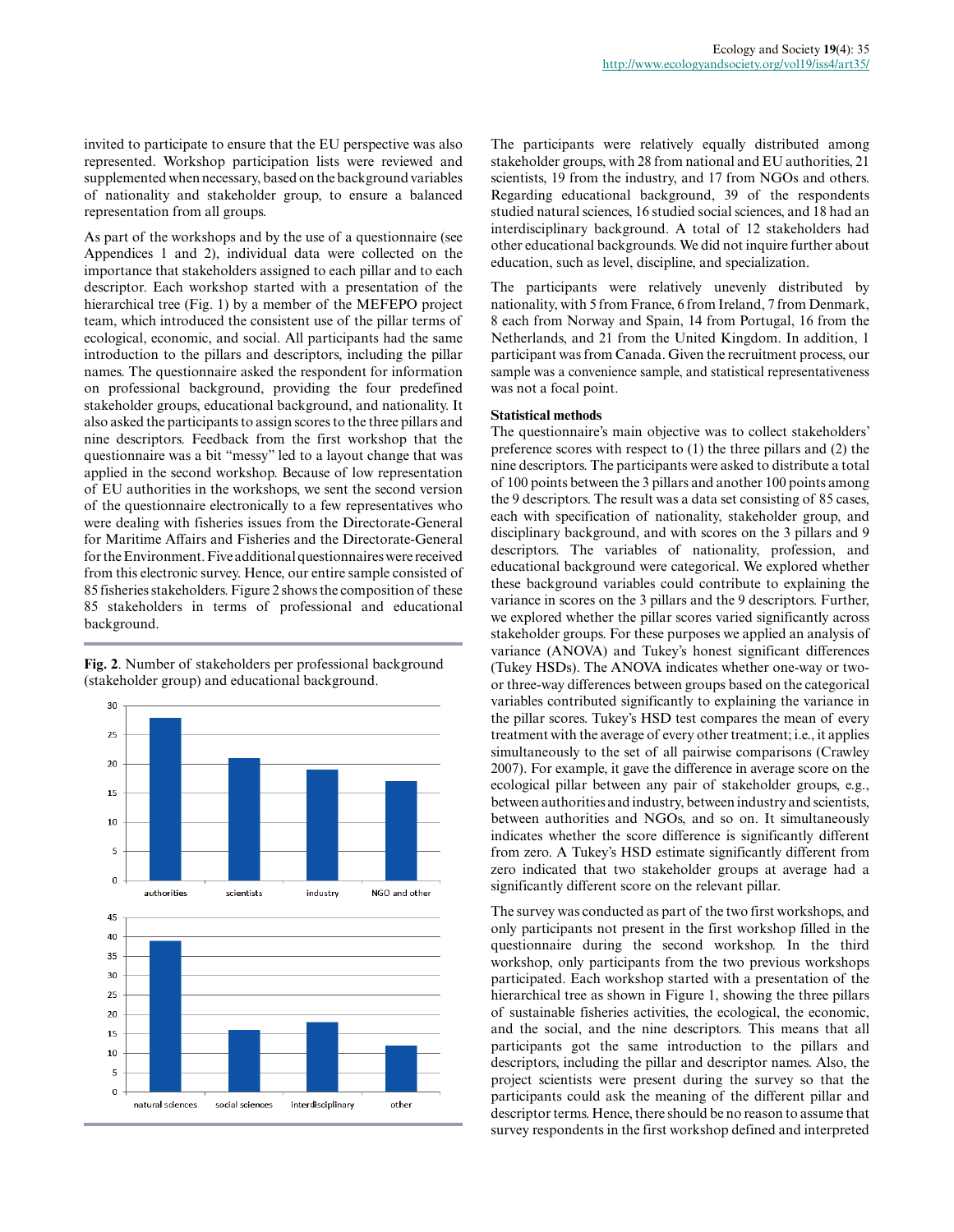invited to participate to ensure that the EU perspective was also represented. Workshop participation lists were reviewed and supplemented when necessary, based on the background variables of nationality and stakeholder group, to ensure a balanced representation from all groups.

As part of the workshops and by the use of a questionnaire (see Appendices 1 and 2), individual data were collected on the importance that stakeholders assigned to each pillar and to each descriptor. Each workshop started with a presentation of the hierarchical tree (Fig. 1) by a member of the MEFEPO project team, which introduced the consistent use of the pillar terms of ecological, economic, and social. All participants had the same introduction to the pillars and descriptors, including the pillar names. The questionnaire asked the respondent for information on professional background, providing the four predefined stakeholder groups, educational background, and nationality. It also asked the participants to assign scores to the three pillars and nine descriptors. Feedback from the first workshop that the questionnaire was a bit "messy" led to a layout change that was applied in the second workshop. Because of low representation of EU authorities in the workshops, we sent the second version of the questionnaire electronically to a few representatives who were dealing with fisheries issues from the Directorate-General for Maritime Affairs and Fisheries and the Directorate-General for the Environment. Five additional questionnaires were received from this electronic survey. Hence, our entire sample consisted of 85 fisheries stakeholders. Figure 2 shows the composition of these 85 stakeholders in terms of professional and educational background.

**Fig. 2**. Number of stakeholders per professional background (stakeholder group) and educational background.

30
25
20
15
10
5
0
authorities
scientists
industry
NGO and other

45
40
35
30
25
20
15
10
5
0
natural sciences
social sciences
interdisciplinary
other

The participants were relatively equally distributed among stakeholder groups, with 28 from national and EU authorities, 21 scientists, 19 from the industry, and 17 from NGOs and others. Regarding educational background, 39 of the respondents studied natural sciences, 16 studied social sciences, and 18 had an interdisciplinary background. A total of 12 stakeholders had other educational backgrounds. We did not inquire further about education, such as level, discipline, and specialization.

The participants were relatively unevenly distributed by nationality, with 5 from France, 6 from Ireland, 7 from Denmark, 8 each from Norway and Spain, 14 from Portugal, 16 from the Netherlands, and 21 from the United Kingdom. In addition, 1 participant was from Canada. Given the recruitment process, our sample was a convenience sample, and statistical representativeness was not a focal point.

### Statistical methods

The questionnaire's main objective was to collect stakeholders' preference scores with respect to (1) the three pillars and (2) the nine descriptors. The participants were asked to distribute a total of 100 points between the 3 pillars and another 100 points among the 9 descriptors. The result was a data set consisting of 85 cases, each with specification of nationality, stakeholder group, and disciplinary background, and with scores on the 3 pillars and 9 descriptors. The variables of nationality, profession, and educational background were categorical. We explored whether these background variables could contribute to explaining the variance in scores on the 3 pillars and the 9 descriptors. Further, we explored whether the pillar scores varied significantly across stakeholder groups. For these purposes we applied an analysis of variance (ANOVA) and Tukey's honest significant differences (Tukey HSDs). The ANOVA indicates whether one-way or two- or three-way differences between groups based on the categorical variables contributed significantly to explaining the variance in the pillar scores. Tukey's HSD test compares the mean of every treatment with the average of every other treatment; i.e., it applies simultaneously to the set of all pairwise comparisons (Crawley 2007). For example, it gave the difference in average score on the ecological pillar between any pair of stakeholder groups, e.g., between authorities and industry, between industry and scientists, between authorities and NGOs, and so on. It simultaneously indicates whether the score difference is significantly different from zero. A Tukey's HSD estimate significantly different from zero indicated that two stakeholder groups at average had a significantly different score on the relevant pillar.

The survey was conducted as part of the two first workshops, and only participants not present in the first workshop filled in the questionnaire during the second workshop. In the third workshop, only participants from the two previous workshops participated. Each workshop started with a presentation of the hierarchical tree as shown in Figure 1, showing the three pillars of sustainable fisheries activities, the ecological, the economic, and the social, and the nine descriptors. This means that all participants got the same introduction to the pillars and descriptors, including the pillar and descriptor names. Also, the project scientists were present during the survey so that the participants could ask the meaning of the different pillar and descriptor terms. Hence, there should be no reason to assume that survey respondents in the first workshop defined and interpreted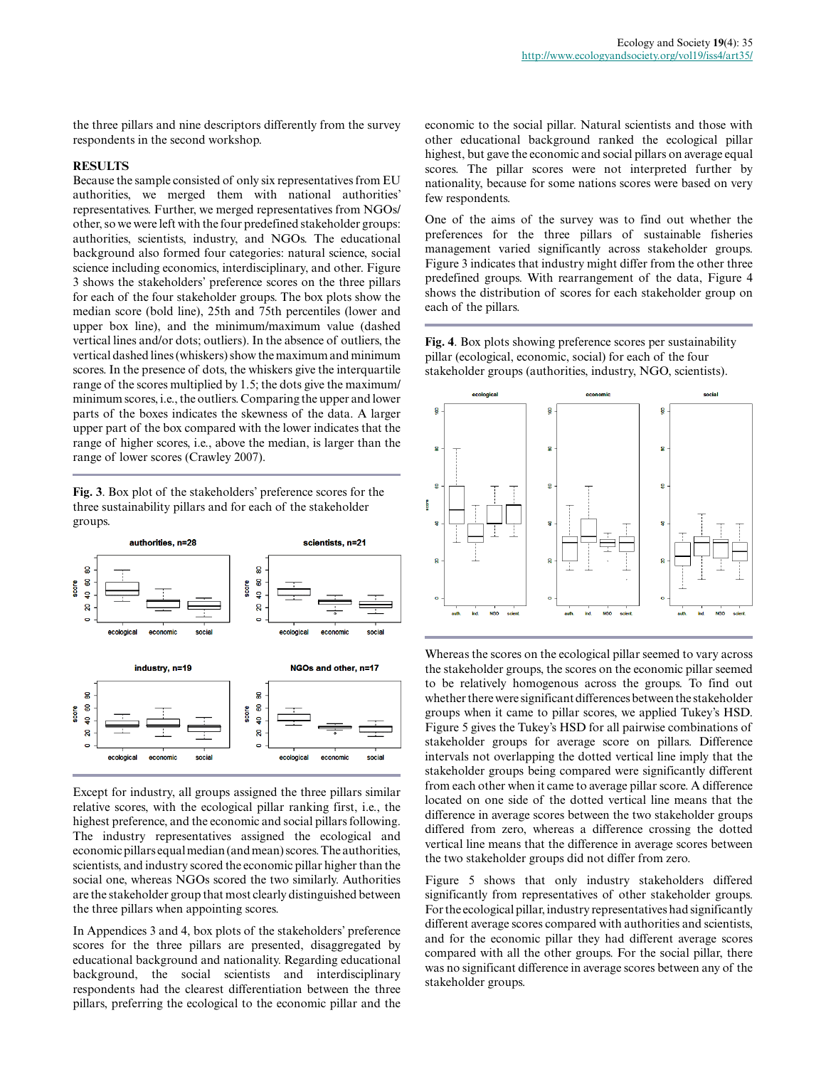the three pillars and nine descriptors differently from the survey respondents in the second workshop.

## RESULTS

Because the sample consisted of only six representatives from EU authorities, we merged them with national authorities' representatives. Further, we merged representatives from NGOs/other, so we were left with the four predefined stakeholder groups: authorities, scientists, industry, and NGOs. The educational background also formed four categories: natural science, social science including economics, interdisciplinary, and other. Figure 3 shows the stakeholders' preference scores on the three pillars for each of the four stakeholder groups. The box plots show the median score (bold line), 25th and 75th percentiles (lower and upper box line), and the minimum/maximum value (dashed vertical lines and/or dots; outliers). In the absence of outliers, the vertical dashed lines (whiskers) show the maximum and minimum scores. In the presence of dots, the whiskers give the interquartile range of the scores multiplied by 1.5; the dots give the maximum/minimum scores, i.e., the outliers. Comparing the upper and lower parts of the boxes indicates the skewness of the data. A larger upper part of the box compared with the lower indicates that the range of higher scores, i.e., above the median, is larger than the range of lower scores (Crawley 2007).

**Fig. 3**. Box plot of the stakeholders' preference scores for the three sustainability pillars and for each of the stakeholder groups.

authorities, n=28

scientists, n=21

industry, n=19

NGOs and other, n=17

score

0 20 40 60 80

ecological economic social

Except for industry, all groups assigned the three pillars similar relative scores, with the ecological pillar ranking first, i.e., the highest preference, and the economic and social pillars following. The industry representatives assigned the ecological and economic pillars equal median (and mean) scores. The authorities, scientists, and industry scored the economic pillar higher than the social one, whereas NGOs scored the two similarly. Authorities are the stakeholder group that most clearly distinguished between the three pillars when appointing scores.

In Appendices 3 and 4, box plots of the stakeholders' preference scores for the three pillars are presented, disaggregated by educational background and nationality. Regarding educational background, the social scientists and interdisciplinary respondents had the clearest differentiation between the three pillars, preferring the ecological to the economic pillar and the economic to the social pillar. Natural scientists and those with other educational background ranked the ecological pillar highest, but gave the economic and social pillars on average equal scores. The pillar scores were not interpreted further by nationality, because for some nations scores were based on very few respondents.

One of the aims of the survey was to find out whether the preferences for the three pillars of sustainable fisheries management varied significantly across stakeholder groups. Figure 3 indicates that industry might differ from the other three predefined groups. With rearrangement of the data, Figure 4 shows the distribution of scores for each stakeholder group on each of the pillars.

**Fig. 4**. Box plots showing preference scores per sustainability pillar (ecological, economic, social) for each of the four stakeholder groups (authorities, industry, NGO, scientists).

ecological

economic

social

score

0 20 40 60 80 100

auth. ind. NGO scient.

Whereas the scores on the ecological pillar seemed to vary across the stakeholder groups, the scores on the economic pillar seemed to be relatively homogenous across the groups. To find out whether there were significant differences between the stakeholder groups when it came to pillar scores, we applied Tukey's HSD. Figure 5 gives the Tukey's HSD for all pairwise combinations of stakeholder groups for average score on pillars. Difference intervals not overlapping the dotted vertical line imply that the stakeholder groups being compared were significantly different from each other when it came to average pillar score. A difference located on one side of the dotted vertical line means that the difference in average scores between the two stakeholder groups differed from zero, whereas a difference crossing the dotted vertical line means that the difference in average scores between the two stakeholder groups did not differ from zero.

Figure 5 shows that only industry stakeholders differed significantly from representatives of other stakeholder groups. For the ecological pillar, industry representatives had significantly different average scores compared with authorities and scientists, and for the economic pillar they had different average scores compared with all the other groups. For the social pillar, there was no significant difference in average scores between any of the stakeholder groups.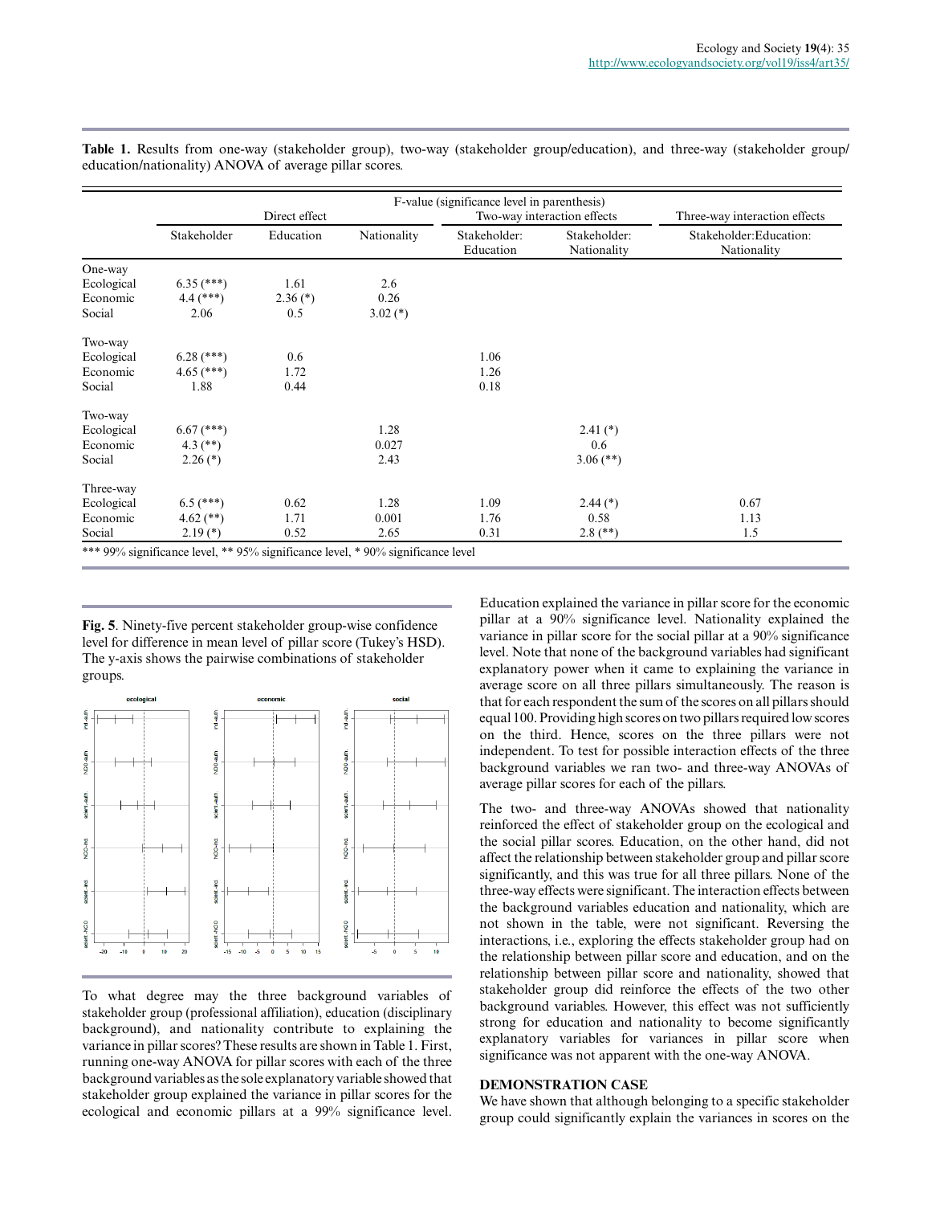**Table 1.** Results from one-way (stakeholder group), two-way (stakeholder group/education), and three-way (stakeholder group/education/nationality) ANOVA of average pillar scores.

| | F-value (significance level in parenthesis) | | | | | |
|---|---|---|---|---|---|---|
| | Direct effect | | | Two-way interaction effects | | Three-way interaction effects |
| | Stakeholder | Education | Nationality | Stakeholder: Education | Stakeholder: Nationality | Stakeholder:Education: Nationality |
| One-way | | | | | | |
| Ecological | 6.35 (***) | 1.61 | 2.6 | | | |
| Economic | 4.4 (***) | 2.36 (*) | 0.26 | | | |
| Social | 2.06 | 0.5 | 3.02 (*) | | | |
| Two-way | | | | | | |
| Ecological | 6.28 (***) | 0.6 | | 1.06 | | |
| Economic | 4.65 (***) | 1.72 | | 1.26 | | |
| Social | 1.88 | 0.44 | | 0.18 | | |
| Two-way | | | | | | |
| Ecological | 6.67 (***) | | 1.28 | | 2.41 (*) | |
| Economic | 4.3 (**) | | 0.027 | | 0.6 | |
| Social | 2.26 (*) | | 2.43 | | 3.06 (**) | |
| Three-way | | | | | | |
| Ecological | 6.5 (***) | 0.62 | 1.28 | 1.09 | 2.44 (*) | 0.67 |
| Economic | 4.62 (**) | 1.71 | 0.001 | 1.76 | 0.58 | 1.13 |
| Social | 2.19 (*) | 0.52 | 2.65 | 0.31 | 2.8 (**) | 1.5 |

*** 99% significance level, ** 95% significance level, * 90% significance level

**Fig. 5**. Ninety-five percent stakeholder group-wise confidence level for difference in mean level of pillar score (Tukey's HSD). The y-axis shows the pairwise combinations of stakeholder groups.

ecological
economic
social
ind-auth
NGO-auth
scient-auth
NGO-ind
scient-ind
scient-NGO
-20 -10 0 10 20
-15 -10 -5 0 5 10 15
-5 0 5 10

To what degree may the three background variables of stakeholder group (professional affiliation), education (disciplinary background), and nationality contribute to explaining the variance in pillar scores? These results are shown in Table 1. First, running one-way ANOVA for pillar scores with each of the three background variables as the sole explanatory variable showed that stakeholder group explained the variance in pillar scores for the ecological and economic pillars at a 99% significance level. Education explained the variance in pillar score for the economic pillar at a 90% significance level. Nationality explained the variance in pillar score for the social pillar at a 90% significance level. Note that none of the background variables had significant explanatory power when it came to explaining the variance in average score on all three pillars simultaneously. The reason is that for each respondent the sum of the scores on all pillars should equal 100. Providing high scores on two pillars required low scores on the third. Hence, scores on the three pillars were not independent. To test for possible interaction effects of the three background variables we ran two- and three-way ANOVAs of average pillar scores for each of the pillars.

The two- and three-way ANOVAs showed that nationality reinforced the effect of stakeholder group on the ecological and the social pillar scores. Education, on the other hand, did not affect the relationship between stakeholder group and pillar score significantly, and this was true for all three pillars. None of the three-way effects were significant. The interaction effects between the background variables education and nationality, which are not shown in the table, were not significant. Reversing the interactions, i.e., exploring the effects stakeholder group had on the relationship between pillar score and education, and on the relationship between pillar score and nationality, showed that stakeholder group did reinforce the effects of the two other background variables. However, this effect was not sufficiently strong for education and nationality to become significantly explanatory variables for variances in pillar score when significance was not apparent with the one-way ANOVA.

## DEMONSTRATION CASE

We have shown that although belonging to a specific stakeholder group could significantly explain the variances in scores on the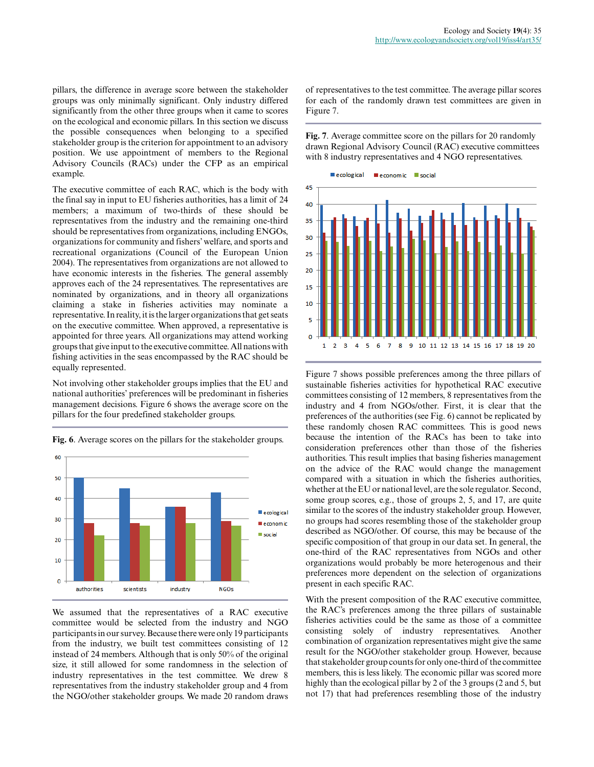pillars, the difference in average score between the stakeholder groups was only minimally significant. Only industry differed significantly from the other three groups when it came to scores on the ecological and economic pillars. In this section we discuss the possible consequences when belonging to a specified stakeholder group is the criterion for appointment to an advisory position. We use appointment of members to the Regional Advisory Councils (RACs) under the CFP as an empirical example.

The executive committee of each RAC, which is the body with the final say in input to EU fisheries authorities, has a limit of 24 members; a maximum of two-thirds of these should be representatives from the industry and the remaining one-third should be representatives from organizations, including ENGOs, organizations for community and fishers' welfare, and sports and recreational organizations (Council of the European Union 2004). The representatives from organizations are not allowed to have economic interests in the fisheries. The general assembly approves each of the 24 representatives. The representatives are nominated by organizations, and in theory all organizations claiming a stake in fisheries activities may nominate a representative. In reality, it is the larger organizations that get seats on the executive committee. When approved, a representative is appointed for three years. All organizations may attend working groups that give input to the executive committee. All nations with fishing activities in the seas encompassed by the RAC should be equally represented.

Not involving other stakeholder groups implies that the EU and national authorities' preferences will be predominant in fisheries management decisions. Figure 6 shows the average score on the pillars for the four predefined stakeholder groups.

**Fig. 6.** Average scores on the pillars for the stakeholder groups.

We assumed that the representatives of a RAC executive committee would be selected from the industry and NGO participants in our survey. Because there were only 19 participants from the industry, we built test committees consisting of 12 instead of 24 members. Although that is only 50% of the original size, it still allowed for some randomness in the selection of industry representatives in the test committee. We drew 8 representatives from the industry stakeholder group and 4 from the NGO/other stakeholder groups. We made 20 random draws of representatives to the test committee. The average pillar scores for each of the randomly drawn test committees are given in Figure 7.

**Fig. 7.** Average committee score on the pillars for 20 randomly drawn Regional Advisory Council (RAC) executive committees with 8 industry representatives and 4 NGO representatives.

Figure 7 shows possible preferences among the three pillars of sustainable fisheries activities for hypothetical RAC executive committees consisting of 12 members, 8 representatives from the industry and 4 from NGOs/other. First, it is clear that the preferences of the authorities (see Fig. 6) cannot be replicated by these randomly chosen RAC committees. This is good news because the intention of the RACs has been to take into consideration preferences other than those of the fisheries authorities. This result implies that basing fisheries management on the advice of the RAC would change the management compared with a situation in which the fisheries authorities, whether at the EU or national level, are the sole regulator. Second, some group scores, e.g., those of groups 2, 5, and 17, are quite similar to the scores of the industry stakeholder group. However, no groups had scores resembling those of the stakeholder group described as NGO/other. Of course, this may be because of the specific composition of that group in our data set. In general, the one-third of the RAC representatives from NGOs and other organizations would probably be more heterogenous and their preferences more dependent on the selection of organizations present in each specific RAC.

With the present composition of the RAC executive committee, the RAC's preferences among the three pillars of sustainable fisheries activities could be the same as those of a committee consisting solely of industry representatives. Another combination of organization representatives might give the same result for the NGO/other stakeholder group. However, because that stakeholder group counts for only one-third of the committee members, this is less likely. The economic pillar was scored more highly than the ecological pillar by 2 of the 3 groups (2 and 5, but not 17) that had preferences resembling those of the industry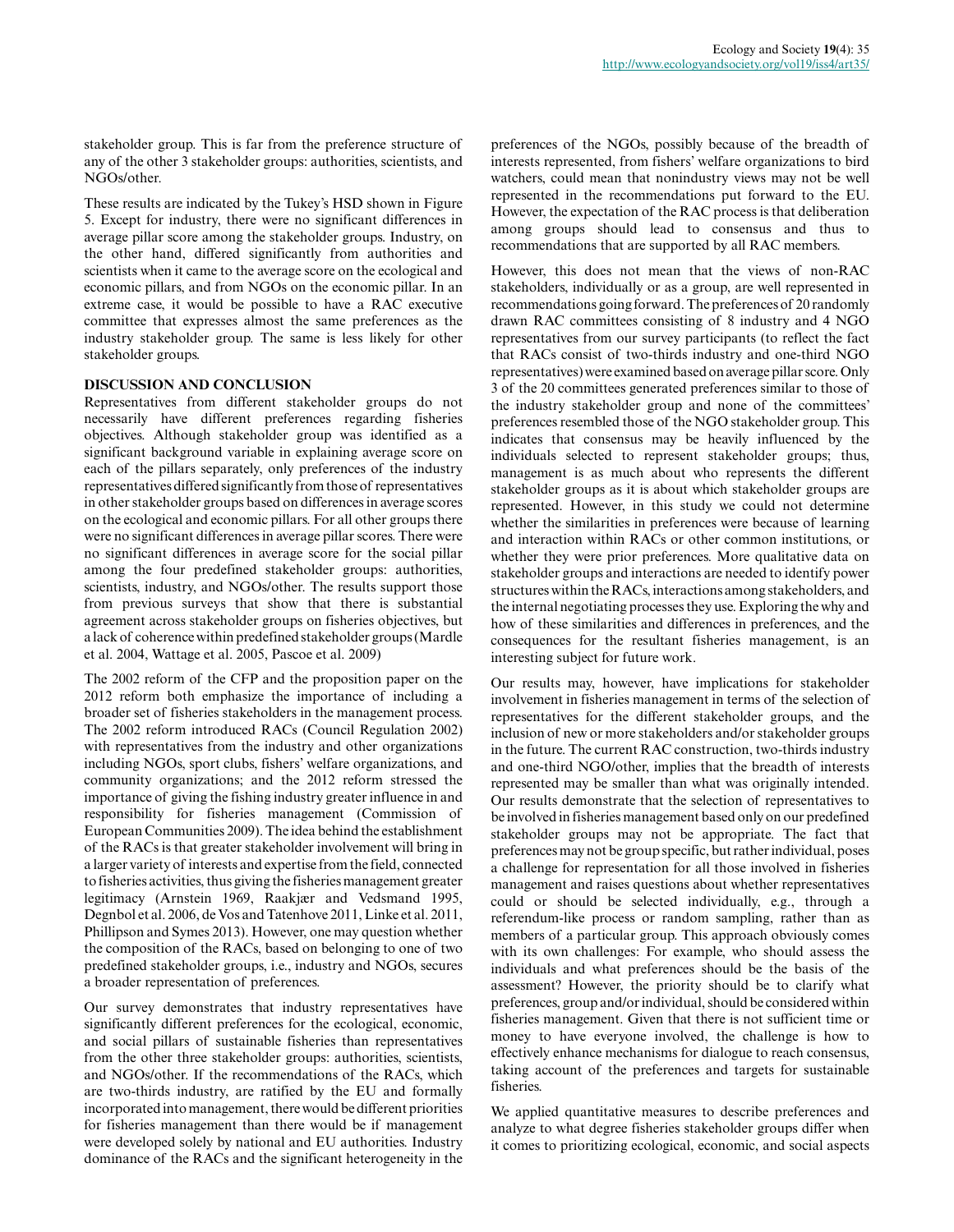stakeholder group. This is far from the preference structure of any of the other 3 stakeholder groups: authorities, scientists, and NGOs/other.

These results are indicated by the Tukey's HSD shown in Figure 5. Except for industry, there were no significant differences in average pillar score among the stakeholder groups. Industry, on the other hand, differed significantly from authorities and scientists when it came to the average score on the ecological and economic pillars, and from NGOs on the economic pillar. In an extreme case, it would be possible to have a RAC executive committee that expresses almost the same preferences as the industry stakeholder group. The same is less likely for other stakeholder groups.

## DISCUSSION AND CONCLUSION

Representatives from different stakeholder groups do not necessarily have different preferences regarding fisheries objectives. Although stakeholder group was identified as a significant background variable in explaining average score on each of the pillars separately, only preferences of the industry representatives differed significantly from those of representatives in other stakeholder groups based on differences in average scores on the ecological and economic pillars. For all other groups there were no significant differences in average pillar scores. There were no significant differences in average score for the social pillar among the four predefined stakeholder groups: authorities, scientists, industry, and NGOs/other. The results support those from previous surveys that show that there is substantial agreement across stakeholder groups on fisheries objectives, but a lack of coherence within predefined stakeholder groups (Mardle et al. 2004, Wattage et al. 2005, Pascoe et al. 2009)

The 2002 reform of the CFP and the proposition paper on the 2012 reform both emphasize the importance of including a broader set of fisheries stakeholders in the management process. The 2002 reform introduced RACs (Council Regulation 2002) with representatives from the industry and other organizations including NGOs, sport clubs, fishers' welfare organizations, and community organizations; and the 2012 reform stressed the importance of giving the fishing industry greater influence in and responsibility for fisheries management (Commission of European Communities 2009). The idea behind the establishment of the RACs is that greater stakeholder involvement will bring in a larger variety of interests and expertise from the field, connected to fisheries activities, thus giving the fisheries management greater legitimacy (Arnstein 1969, Raakjær and Vedsmand 1995, Degnbol et al. 2006, de Vos and Tatenhove 2011, Linke et al. 2011, Phillipson and Symes 2013). However, one may question whether the composition of the RACs, based on belonging to one of two predefined stakeholder groups, i.e., industry and NGOs, secures a broader representation of preferences.

Our survey demonstrates that industry representatives have significantly different preferences for the ecological, economic, and social pillars of sustainable fisheries than representatives from the other three stakeholder groups: authorities, scientists, and NGOs/other. If the recommendations of the RACs, which are two-thirds industry, are ratified by the EU and formally incorporated into management, there would be different priorities for fisheries management than there would be if management were developed solely by national and EU authorities. Industry dominance of the RACs and the significant heterogeneity in the preferences of the NGOs, possibly because of the breadth of interests represented, from fishers' welfare organizations to bird watchers, could mean that nonindustry views may not be well represented in the recommendations put forward to the EU. However, the expectation of the RAC process is that deliberation among groups should lead to consensus and thus to recommendations that are supported by all RAC members.

However, this does not mean that the views of non-RAC stakeholders, individually or as a group, are well represented in recommendations going forward. The preferences of 20 randomly drawn RAC committees consisting of 8 industry and 4 NGO representatives from our survey participants (to reflect the fact that RACs consist of two-thirds industry and one-third NGO representatives) were examined based on average pillar score. Only 3 of the 20 committees generated preferences similar to those of the industry stakeholder group and none of the committees' preferences resembled those of the NGO stakeholder group. This indicates that consensus may be heavily influenced by the individuals selected to represent stakeholder groups; thus, management is as much about who represents the different stakeholder groups as it is about which stakeholder groups are represented. However, in this study we could not determine whether the similarities in preferences were because of learning and interaction within RACs or other common institutions, or whether they were prior preferences. More qualitative data on stakeholder groups and interactions are needed to identify power structures within the RACs, interactions among stakeholders, and the internal negotiating processes they use. Exploring the why and how of these similarities and differences in preferences, and the consequences for the resultant fisheries management, is an interesting subject for future work.

Our results may, however, have implications for stakeholder involvement in fisheries management in terms of the selection of representatives for the different stakeholder groups, and the inclusion of new or more stakeholders and/or stakeholder groups in the future. The current RAC construction, two-thirds industry and one-third NGO/other, implies that the breadth of interests represented may be smaller than what was originally intended. Our results demonstrate that the selection of representatives to be involved in fisheries management based only on our predefined stakeholder groups may not be appropriate. The fact that preferences may not be group specific, but rather individual, poses a challenge for representation for all those involved in fisheries management and raises questions about whether representatives could or should be selected individually, e.g., through a referendum-like process or random sampling, rather than as members of a particular group. This approach obviously comes with its own challenges: For example, who should assess the individuals and what preferences should be the basis of the assessment? However, the priority should be to clarify what preferences, group and/or individual, should be considered within fisheries management. Given that there is not sufficient time or money to have everyone involved, the challenge is how to effectively enhance mechanisms for dialogue to reach consensus, taking account of the preferences and targets for sustainable fisheries.

We applied quantitative measures to describe preferences and analyze to what degree fisheries stakeholder groups differ when it comes to prioritizing ecological, economic, and social aspects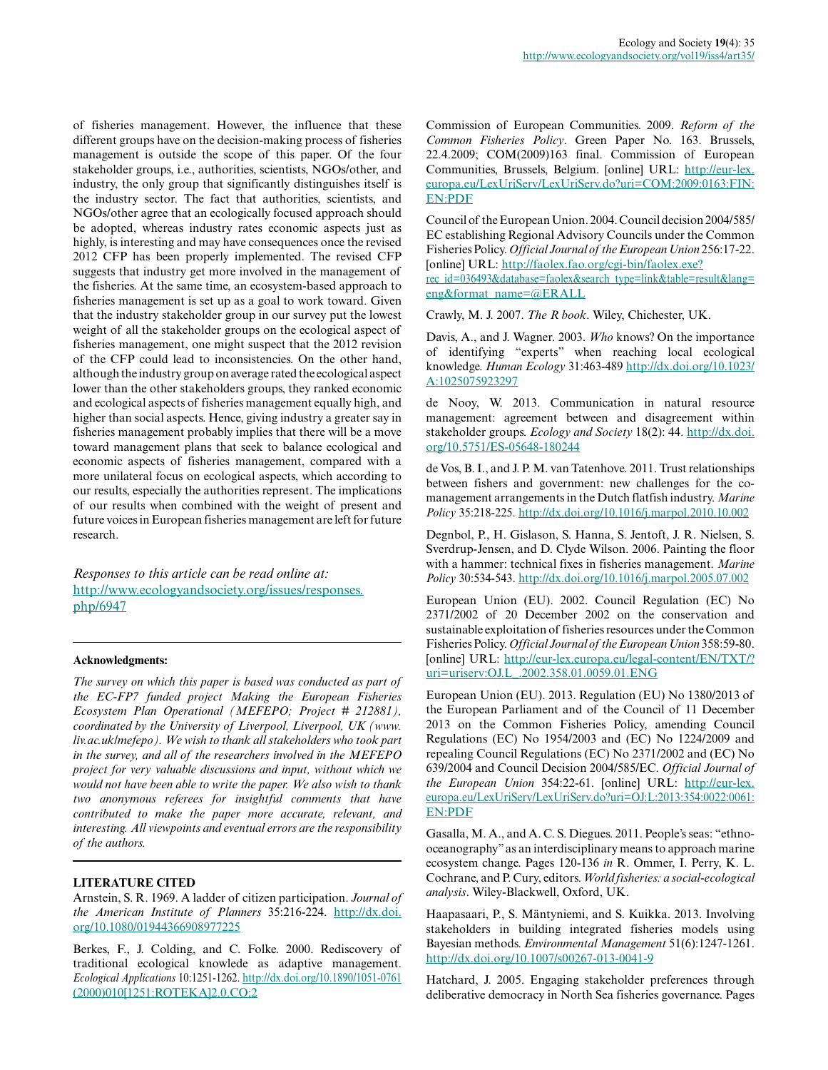of fisheries management. However, the influence that these different groups have on the decision-making process of fisheries management is outside the scope of this paper. Of the four stakeholder groups, i.e., authorities, scientists, NGOs/other, and industry, the only group that significantly distinguishes itself is the industry sector. The fact that authorities, scientists, and NGOs/other agree that an ecologically focused approach should be adopted, whereas industry rates economic aspects just as highly, is interesting and may have consequences once the revised 2012 CFP has been properly implemented. The revised CFP suggests that industry get more involved in the management of the fisheries. At the same time, an ecosystem-based approach to fisheries management is set up as a goal to work toward. Given that the industry stakeholder group in our survey put the lowest weight of all the stakeholder groups on the ecological aspect of fisheries management, one might suspect that the 2012 revision of the CFP could lead to inconsistencies. On the other hand, although the industry group on average rated the ecological aspect lower than the other stakeholders groups, they ranked economic and ecological aspects of fisheries management equally high, and higher than social aspects. Hence, giving industry a greater say in fisheries management probably implies that there will be a move toward management plans that seek to balance ecological and economic aspects of fisheries management, compared with a more unilateral focus on ecological aspects, which according to our results, especially the authorities represent. The implications of our results when combined with the weight of present and future voices in European fisheries management are left for future research.

*Responses to this article can be read online at:*
http://www.ecologyandsociety.org/issues/responses.php/6947

**Acknowledgments:**

*The survey on which this paper is based was conducted as part of the EC-FP7 funded project Making the European Fisheries Ecosystem Plan Operational (MEFEPO; Project # 212881), coordinated by the University of Liverpool, Liverpool, UK (www.liv.ac.uk/mefepo). We wish to thank all stakeholders who took part in the survey, and all of the researchers involved in the MEFEPO project for very valuable discussions and input, without which we would not have been able to write the paper. We also wish to thank two anonymous referees for insightful comments that have contributed to make the paper more accurate, relevant, and interesting. All viewpoints and eventual errors are the responsibility of the authors.*

## LITERATURE CITED

Arnstein, S. R. 1969. A ladder of citizen participation. *Journal of the American Institute of Planners* 35:216-224. http://dx.doi.org/10.1080/01944366908977225

Berkes, F., J. Colding, and C. Folke. 2000. Rediscovery of traditional ecological knowlede as adaptive management. *Ecological Applications* 10:1251-1262. http://dx.doi.org/10.1890/1051-0761(2000)010[1251:ROTEKA]2.0.CO;2

Commission of European Communities. 2009. *Reform of the Common Fisheries Policy*. Green Paper No. 163. Brussels, 22.4.2009; COM(2009)163 final. Commission of European Communities, Brussels, Belgium. [online] URL: http://eur-lex.europa.eu/LexUriServ/LexUriServ.do?uri=COM:2009:0163:FIN:EN:PDF

Council of the European Union. 2004. Council decision 2004/585/EC establishing Regional Advisory Councils under the Common Fisheries Policy. *Official Journal of the European Union* 256:17-22. [online] URL: http://faolex.fao.org/cgi-bin/faolex.exe?rec_id=036493&database=faolex&search_type=link&table=result&lang=eng&format_name=@ERALL

Crawly, M. J. 2007. *The R book*. Wiley, Chichester, UK.

Davis, A., and J. Wagner. 2003. *Who* knows? On the importance of identifying "experts" when reaching local ecological knowledge. *Human Ecology* 31:463-489 http://dx.doi.org/10.1023/A:1025075923297

de Nooy, W. 2013. Communication in natural resource management: agreement between and disagreement within stakeholder groups. *Ecology and Society* 18(2): 44. http://dx.doi.org/10.5751/ES-05648-180244

de Vos, B. I., and J. P. M. van Tatenhove. 2011. Trust relationships between fishers and government: new challenges for the co-management arrangements in the Dutch flatfish industry. *Marine Policy* 35:218-225. http://dx.doi.org/10.1016/j.marpol.2010.10.002

Degnbol, P., H. Gislason, S. Hanna, S. Jentoft, J. R. Nielsen, S. Sverdrup-Jensen, and D. Clyde Wilson. 2006. Painting the floor with a hammer: technical fixes in fisheries management. *Marine Policy* 30:534-543. http://dx.doi.org/10.1016/j.marpol.2005.07.002

European Union (EU). 2002. Council Regulation (EC) No 2371/2002 of 20 December 2002 on the conservation and sustainable exploitation of fisheries resources under the Common Fisheries Policy. *Official Journal of the European Union* 358:59-80. [online] URL: http://eur-lex.europa.eu/legal-content/EN/TXT/?uri=uriserv:OJ.L_.2002.358.01.0059.01.ENG

European Union (EU). 2013. Regulation (EU) No 1380/2013 of the European Parliament and of the Council of 11 December 2013 on the Common Fisheries Policy, amending Council Regulations (EC) No 1954/2003 and (EC) No 1224/2009 and repealing Council Regulations (EC) No 2371/2002 and (EC) No 639/2004 and Council Decision 2004/585/EC. *Official Journal of the European Union* 354:22-61. [online] URL: http://eur-lex.europa.eu/LexUriServ/LexUriServ.do?uri=OJ:L:2013:354:0022:0061:EN:PDF

Gasalla, M. A., and A. C. S. Diegues. 2011. People's seas: "ethno-oceanography" as an interdisciplinary means to approach marine ecosystem change. Pages 120-136 *in* R. Ommer, I. Perry, K. L. Cochrane, and P. Cury, editors. *World fisheries: a social-ecological analysis*. Wiley-Blackwell, Oxford, UK.

Haapasaari, P., S. Mäntyniemi, and S. Kuikka. 2013. Involving stakeholders in building integrated fisheries models using Bayesian methods. *Environmental Management* 51(6):1247-1261. http://dx.doi.org/10.1007/s00267-013-0041-9

Hatchard, J. 2005. Engaging stakeholder preferences through deliberative democracy in North Sea fisheries governance. Pages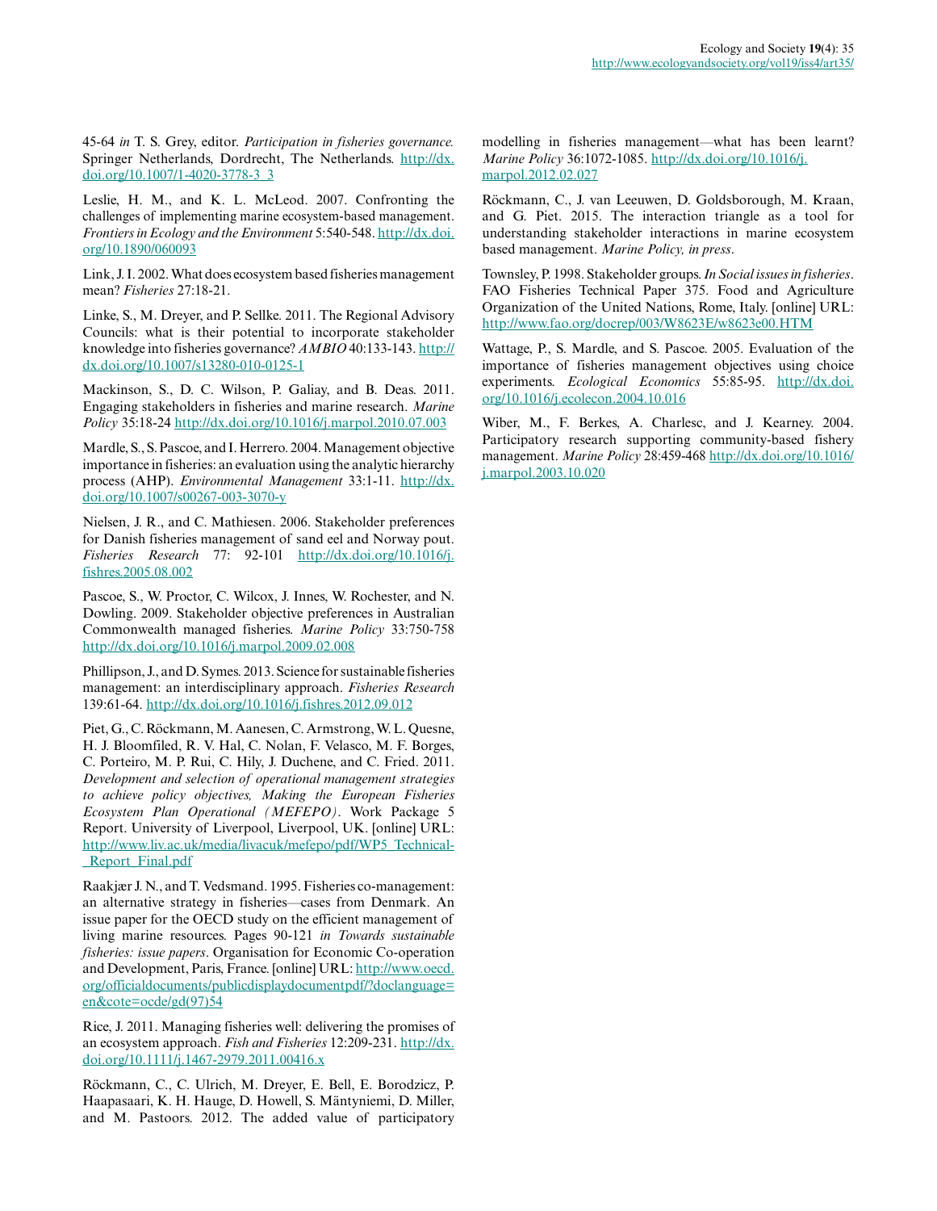45-64 *in* T. S. Grey, editor. *Participation in fisheries governance.* Springer Netherlands, Dordrecht, The Netherlands. http://dx.doi.org/10.1007/1-4020-3778-3_3

Leslie, H. M., and K. L. McLeod. 2007. Confronting the challenges of implementing marine ecosystem-based management. *Frontiers in Ecology and the Environment* 5:540-548. http://dx.doi.org/10.1890/060093

Link, J. I. 2002. What does ecosystem based fisheries management mean? *Fisheries* 27:18-21.

Linke, S., M. Dreyer, and P. Sellke. 2011. The Regional Advisory Councils: what is their potential to incorporate stakeholder knowledge into fisheries governance? *AMBIO* 40:133-143. http://dx.doi.org/10.1007/s13280-010-0125-1

Mackinson, S., D. C. Wilson, P. Galiay, and B. Deas. 2011. Engaging stakeholders in fisheries and marine research. *Marine Policy* 35:18-24 http://dx.doi.org/10.1016/j.marpol.2010.07.003

Mardle, S., S. Pascoe, and I. Herrero. 2004. Management objective importance in fisheries: an evaluation using the analytic hierarchy process (AHP). *Environmental Management* 33:1-11. http://dx.doi.org/10.1007/s00267-003-3070-y

Nielsen, J. R., and C. Mathiesen. 2006. Stakeholder preferences for Danish fisheries management of sand eel and Norway pout. *Fisheries Research* 77: 92-101 http://dx.doi.org/10.1016/j.fishres.2005.08.002

Pascoe, S., W. Proctor, C. Wilcox, J. Innes, W. Rochester, and N. Dowling. 2009. Stakeholder objective preferences in Australian Commonwealth managed fisheries. *Marine Policy* 33:750-758 http://dx.doi.org/10.1016/j.marpol.2009.02.008

Phillipson, J., and D. Symes. 2013. Science for sustainable fisheries management: an interdisciplinary approach. *Fisheries Research* 139:61-64. http://dx.doi.org/10.1016/j.fishres.2012.09.012

Piet, G., C. Röckmann, M. Aanesen, C. Armstrong, W. L. Quesne, H. J. Bloomfiled, R. V. Hal, C. Nolan, F. Velasco, M. F. Borges, C. Porteiro, M. P. Rui, C. Hily, J. Duchene, and C. Fried. 2011. *Development and selection of operational management strategies to achieve policy objectives, Making the European Fisheries Ecosystem Plan Operational (MEFEPO)*. Work Package 5 Report. University of Liverpool, Liverpool, UK. [online] URL: http://www.liv.ac.uk/media/livacuk/mefepo/pdf/WP5_Technical-_Report_Final.pdf

Raakjær J. N., and T. Vedsmand. 1995. Fisheries co-management: an alternative strategy in fisheries—cases from Denmark. An issue paper for the OECD study on the efficient management of living marine resources. Pages 90-121 *in Towards sustainable fisheries: issue papers*. Organisation for Economic Co-operation and Development, Paris, France. [online] URL: http://www.oecd.org/officialdocuments/publicdisplaydocumentpdf/?doclanguage=en&cote=ocde/gd(97)54

Rice, J. 2011. Managing fisheries well: delivering the promises of an ecosystem approach. *Fish and Fisheries* 12:209-231. http://dx.doi.org/10.1111/j.1467-2979.2011.00416.x

Röckmann, C., C. Ulrich, M. Dreyer, E. Bell, E. Borodzicz, P. Haapasaari, K. H. Hauge, D. Howell, S. Mäntyniemi, D. Miller, and M. Pastoors. 2012. The added value of participatory modelling in fisheries management—what has been learnt? *Marine Policy* 36:1072-1085. http://dx.doi.org/10.1016/j.marpol.2012.02.027

Röckmann, C., J. van Leeuwen, D. Goldsborough, M. Kraan, and G. Piet. 2015. The interaction triangle as a tool for understanding stakeholder interactions in marine ecosystem based management. *Marine Policy, in press*.

Townsley, P. 1998. Stakeholder groups. *In Social issues in fisheries*. FAO Fisheries Technical Paper 375. Food and Agriculture Organization of the United Nations, Rome, Italy. [online] URL: http://www.fao.org/docrep/003/W8623E/w8623e00.HTM

Wattage, P., S. Mardle, and S. Pascoe. 2005. Evaluation of the importance of fisheries management objectives using choice experiments. *Ecological Economics* 55:85-95. http://dx.doi.org/10.1016/j.ecolecon.2004.10.016

Wiber, M., F. Berkes, A. Charlesc, and J. Kearney. 2004. Participatory research supporting community-based fishery management. *Marine Policy* 28:459-468 http://dx.doi.org/10.1016/j.marpol.2003.10.020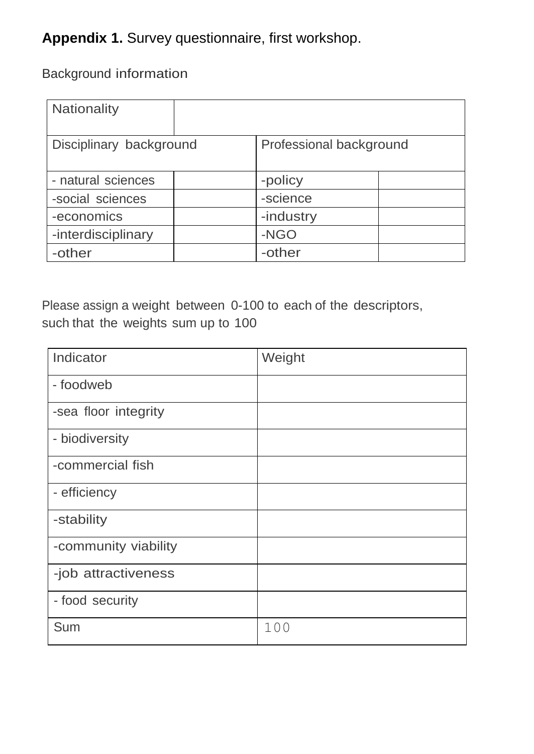**Appendix 1.** Survey questionnaire, first workshop.

Background information

| Nationality | | | |
|---|---|---|---|
| Disciplinary background | | Professional background | |
| - natural sciences | | -policy | |
| -social sciences | | -science | |
| -economics | | -industry | |
| -interdisciplinary | | -NGO | |
| -other | | -other | |

Please assign a weight between 0-100 to each of the descriptors, such that the weights sum up to 100

| Indicator | Weight |
|---|---|
| - foodweb | |
| -sea floor integrity | |
| - biodiversity | |
| -commercial fish | |
| - efficiency | |
| -stability | |
| -community viability | |
| -job attractiveness | |
| - food security | |
| Sum | 100 |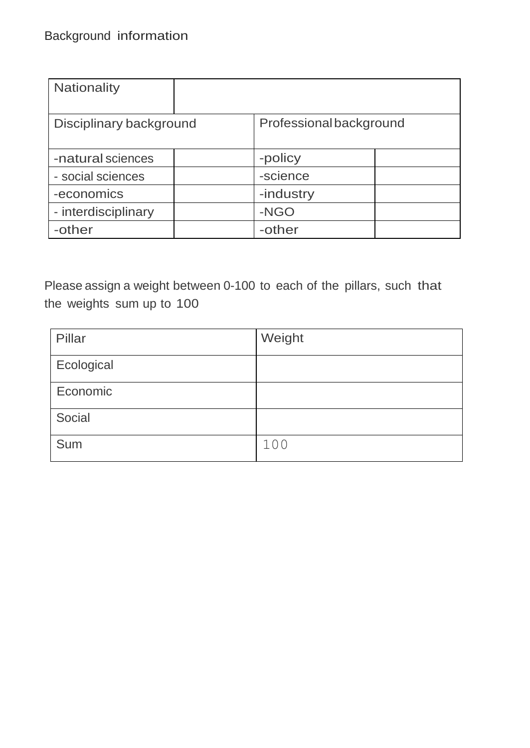Background information

| Nationality | | | |
|---|---|---|---|
| Disciplinary background | | Professional background | |
| -natural sciences | | -policy | |
| - social sciences | | -science | |
| -economics | | -industry | |
| - interdisciplinary | | -NGO | |
| -other | | -other | |

Please assign a weight between 0-100 to each of the pillars, such that the weights sum up to 100

| Pillar | Weight |
|---|---|
| Ecological | |
| Economic | |
| Social | |
| Sum | 100 |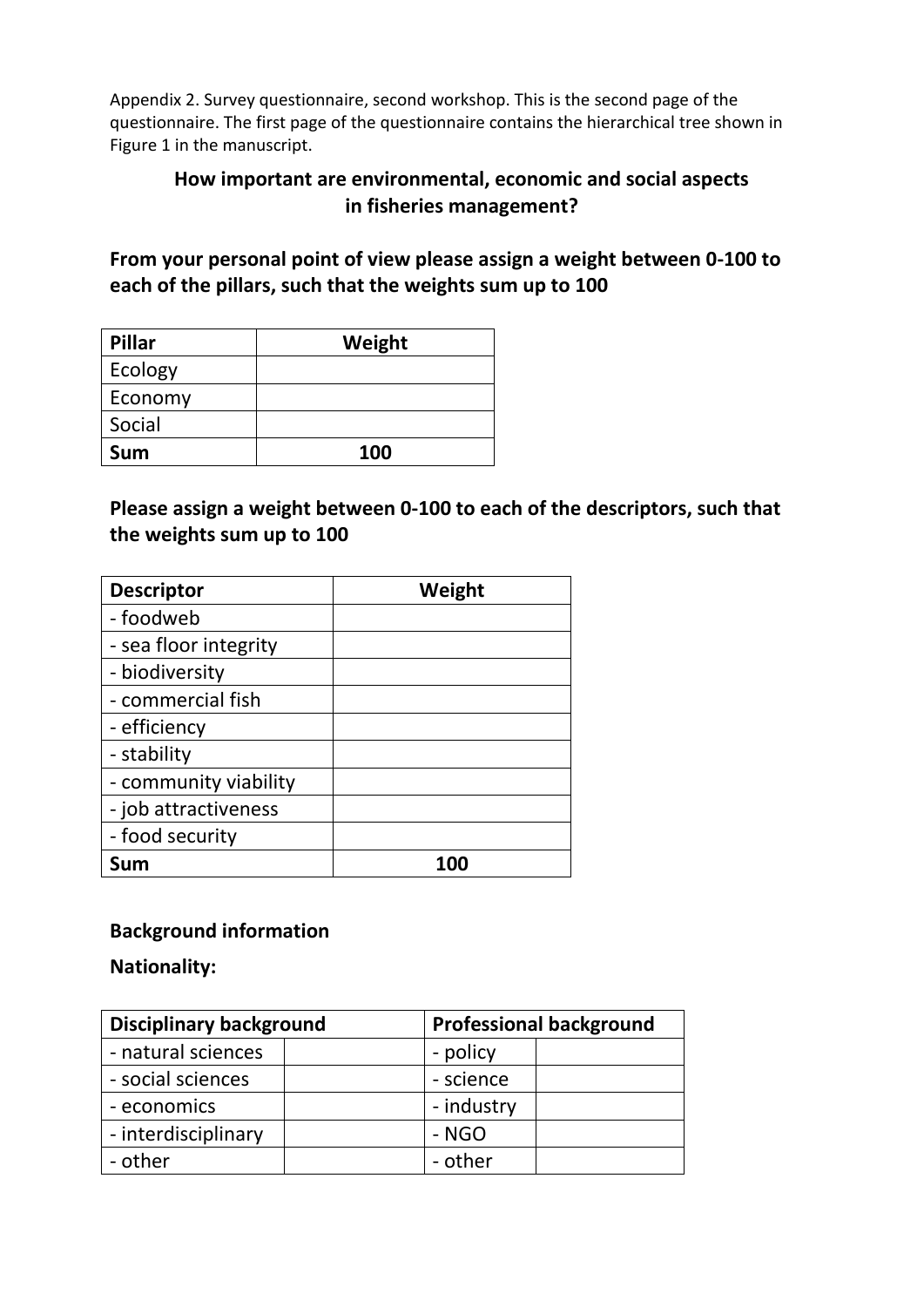Appendix 2. Survey questionnaire, second workshop. This is the second page of the questionnaire. The first page of the questionnaire contains the hierarchical tree shown in Figure 1 in the manuscript.

## How important are environmental, economic and social aspects in fisheries management?

**From your personal point of view please assign a weight between 0-100 to each of the pillars, such that the weights sum up to 100**

| Pillar | Weight |
|---|---|
| Ecology | |
| Economy | |
| Social | |
| **Sum** | **100** |

**Please assign a weight between 0-100 to each of the descriptors, such that the weights sum up to 100**

| Descriptor | Weight |
|---|---|
| - foodweb | |
| - sea floor integrity | |
| - biodiversity | |
| - commercial fish | |
| - efficiency | |
| - stability | |
| - community viability | |
| - job attractiveness | |
| - food security | |
| **Sum** | **100** |

**Background information**

**Nationality:**

| Disciplinary background | | Professional background | |
|---|---|---|---|
| - natural sciences | | - policy | |
| - social sciences | | - science | |
| - economics | | - industry | |
| - interdisciplinary | | - NGO | |
| - other | | - other | |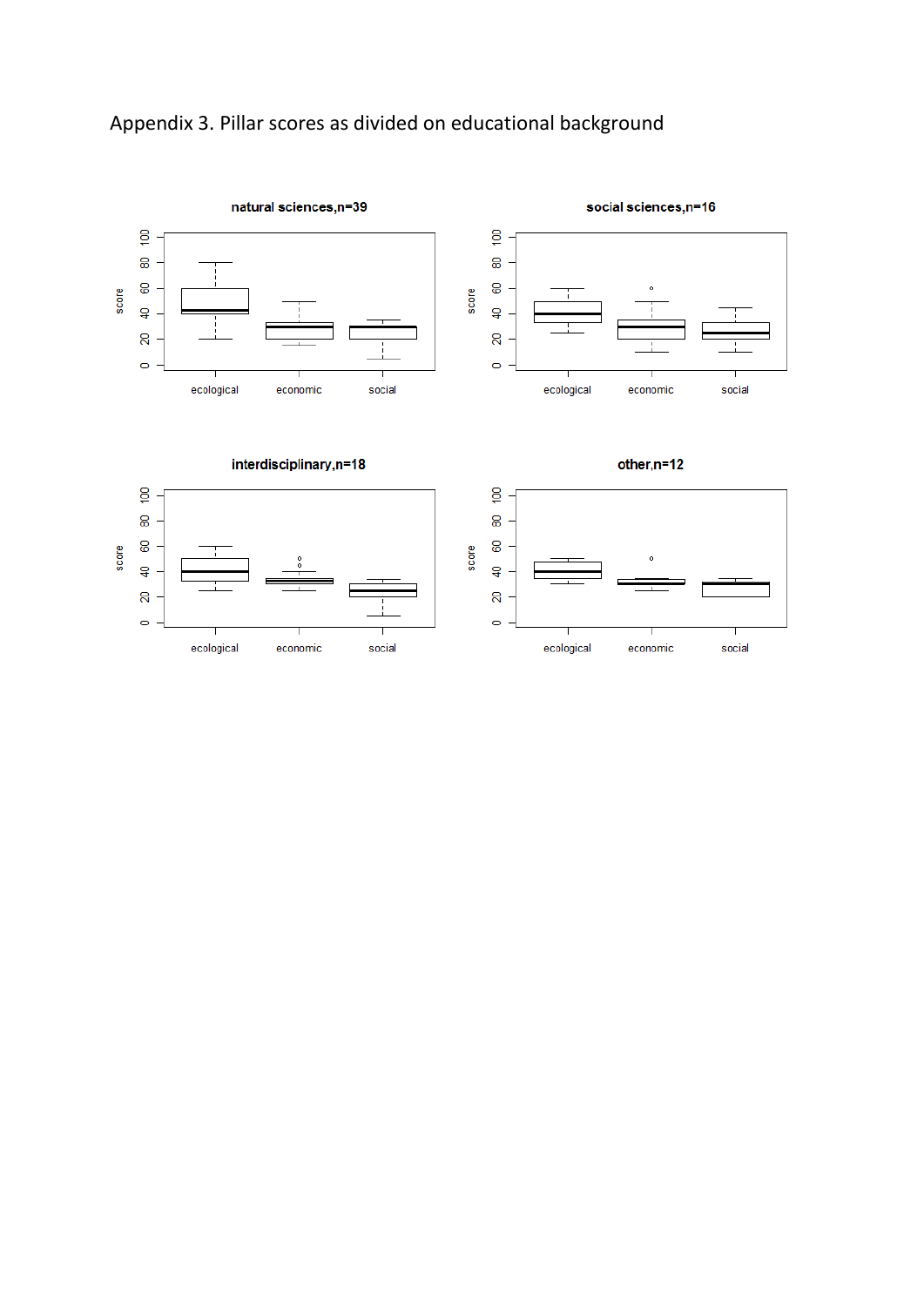Appendix 3. Pillar scores as divided on educational background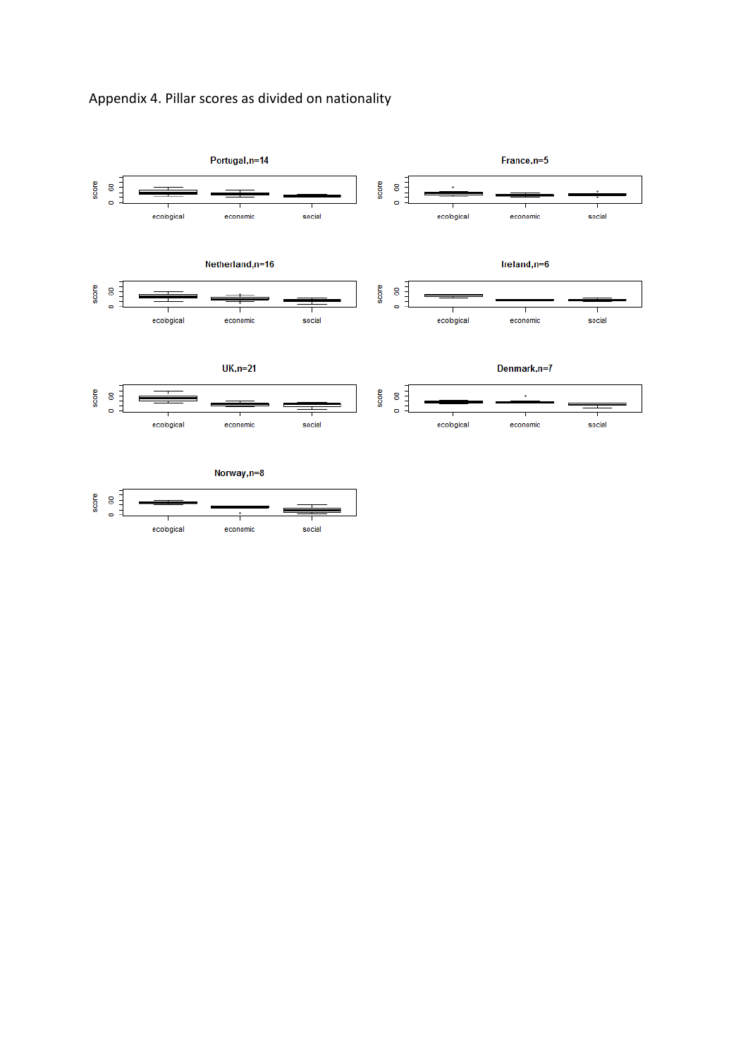Appendix 4. Pillar scores as divided on nationality

Portugal,n=14

score

0 60

ecological economic social

France,n=5

score

0 60

ecological economic social

Netherland,n=16

score

0 60

ecological economic social

Ireland,n=6

score

0 60

ecological economic social

UK,n=21

score

0 60

ecological economic social

Denmark,n=7

score

0 60

ecological economic social

Norway,n=8

score

0 60

ecological economic social